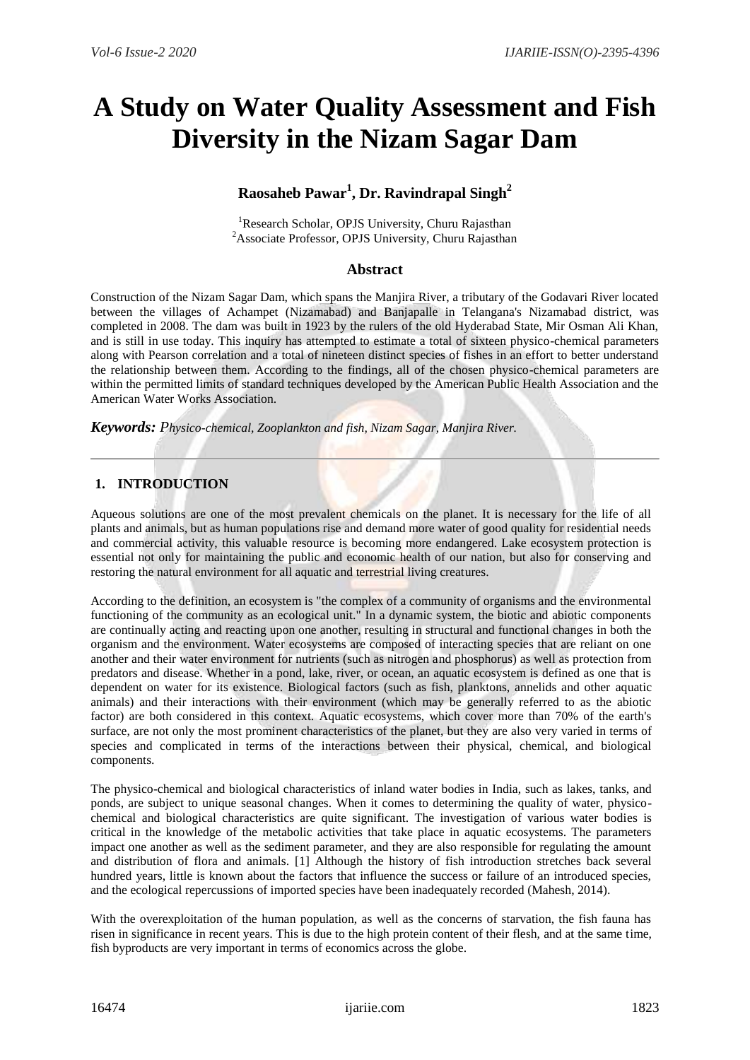# A Study on Water Quality Assessment and Fish Diversity in the Nizam Sagar Dam

**Raosaheb Pawar[1], Dr. Ravindrapal Singh[2]**

[1]Research Scholar, OPJS University, Churu Rajasthan
[2]Associate Professor, OPJS University, Churu Rajasthan

## Abstract

Construction of the Nizam Sagar Dam, which spans the Manjira River, a tributary of the Godavari River located between the villages of Achampet (Nizamabad) and Banjapalle in Telangana's Nizamabad district, was completed in 2008. The dam was built in 1923 by the rulers of the old Hyderabad State, Mir Osman Ali Khan, and is still in use today. This inquiry has attempted to estimate a total of sixteen physico-chemical parameters along with Pearson correlation and a total of nineteen distinct species of fishes in an effort to better understand the relationship between them. According to the findings, all of the chosen physico-chemical parameters are within the permitted limits of standard techniques developed by the American Public Health Association and the American Water Works Association.

***Keywords:*** *Physico-chemical, Zooplankton and fish, Nizam Sagar, Manjira River.*

## 1. INTRODUCTION

Aqueous solutions are one of the most prevalent chemicals on the planet. It is necessary for the life of all plants and animals, but as human populations rise and demand more water of good quality for residential needs and commercial activity, this valuable resource is becoming more endangered. Lake ecosystem protection is essential not only for maintaining the public and economic health of our nation, but also for conserving and restoring the natural environment for all aquatic and terrestrial living creatures.

According to the definition, an ecosystem is "the complex of a community of organisms and the environmental functioning of the community as an ecological unit." In a dynamic system, the biotic and abiotic components are continually acting and reacting upon one another, resulting in structural and functional changes in both the organism and the environment. Water ecosystems are composed of interacting species that are reliant on one another and their water environment for nutrients (such as nitrogen and phosphorus) as well as protection from predators and disease. Whether in a pond, lake, river, or ocean, an aquatic ecosystem is defined as one that is dependent on water for its existence. Biological factors (such as fish, planktons, annelids and other aquatic animals) and their interactions with their environment (which may be generally referred to as the abiotic factor) are both considered in this context. Aquatic ecosystems, which cover more than 70% of the earth's surface, are not only the most prominent characteristics of the planet, but they are also very varied in terms of species and complicated in terms of the interactions between their physical, chemical, and biological components.

The physico-chemical and biological characteristics of inland water bodies in India, such as lakes, tanks, and ponds, are subject to unique seasonal changes. When it comes to determining the quality of water, physico-chemical and biological characteristics are quite significant. The investigation of various water bodies is critical in the knowledge of the metabolic activities that take place in aquatic ecosystems. The parameters impact one another as well as the sediment parameter, and they are also responsible for regulating the amount and distribution of flora and animals. [1] Although the history of fish introduction stretches back several hundred years, little is known about the factors that influence the success or failure of an introduced species, and the ecological repercussions of imported species have been inadequately recorded (Mahesh, 2014).

With the overexploitation of the human population, as well as the concerns of starvation, the fish fauna has risen in significance in recent years. This is due to the high protein content of their flesh, and at the same time, fish byproducts are very important in terms of economics across the globe.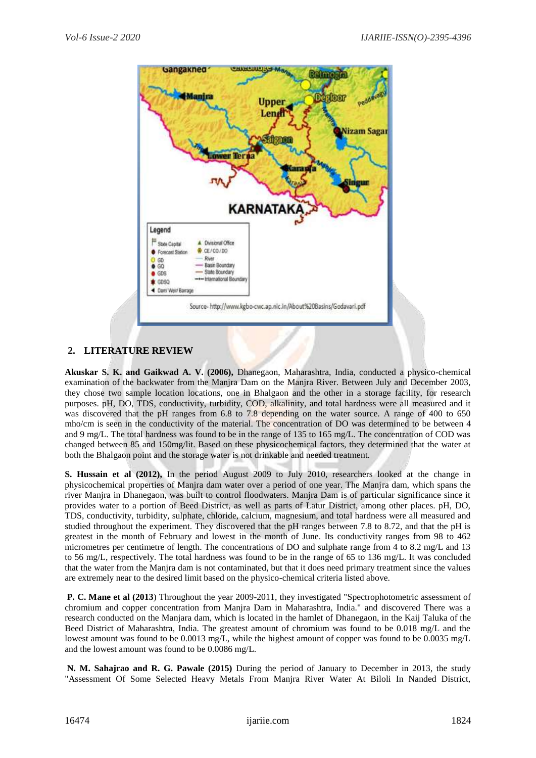Source- http://www.kgbo-cwc.ap.nic.in/About%20Basins/Godavari.pdf

## 2. LITERATURE REVIEW

**Akuskar S. K. and Gaikwad A. V. (2006),** Dhanegaon, Maharashtra, India, conducted a physico-chemical examination of the backwater from the Manjra Dam on the Manjra River. Between July and December 2003, they chose two sample location locations, one in Bhalgaon and the other in a storage facility, for research purposes. pH, DO, TDS, conductivity, turbidity, COD, alkalinity, and total hardness were all measured and it was discovered that the pH ranges from 6.8 to 7.8 depending on the water source. A range of 400 to 650 mho/cm is seen in the conductivity of the material. The concentration of DO was determined to be between 4 and 9 mg/L. The total hardness was found to be in the range of 135 to 165 mg/L. The concentration of COD was changed between 85 and 150mg/lit. Based on these physicochemical factors, they determined that the water at both the Bhalgaon point and the storage water is not drinkable and needed treatment.

**S. Hussain et al (2012),** In the period August 2009 to July 2010, researchers looked at the change in physicochemical properties of Manjra dam water over a period of one year. The Manjra dam, which spans the river Manjra in Dhanegaon, was built to control floodwaters. Manjra Dam is of particular significance since it provides water to a portion of Beed District, as well as parts of Latur District, among other places. pH, DO, TDS, conductivity, turbidity, sulphate, chloride, calcium, magnesium, and total hardness were all measured and studied throughout the experiment. They discovered that the pH ranges between 7.8 to 8.72, and that the pH is greatest in the month of February and lowest in the month of June. Its conductivity ranges from 98 to 462 micrometres per centimetre of length. The concentrations of DO and sulphate range from 4 to 8.2 mg/L and 13 to 56 mg/L, respectively. The total hardness was found to be in the range of 65 to 136 mg/L. It was concluded that the water from the Manjra dam is not contaminated, but that it does need primary treatment since the values are extremely near to the desired limit based on the physico-chemical criteria listed above.

**P. C. Mane et al (2013**) Throughout the year 2009-2011, they investigated "Spectrophotometric assessment of chromium and copper concentration from Manjra Dam in Maharashtra, India." and discovered There was a research conducted on the Manjara dam, which is located in the hamlet of Dhanegaon, in the Kaij Taluka of the Beed District of Maharashtra, India. The greatest amount of chromium was found to be 0.018 mg/L and the lowest amount was found to be 0.0013 mg/L, while the highest amount of copper was found to be 0.0035 mg/L and the lowest amount was found to be 0.0086 mg/L.

**N. M. Sahajrao and R. G. Pawale (2015)** During the period of January to December in 2013, the study "Assessment Of Some Selected Heavy Metals From Manjra River Water At Biloli In Nanded District,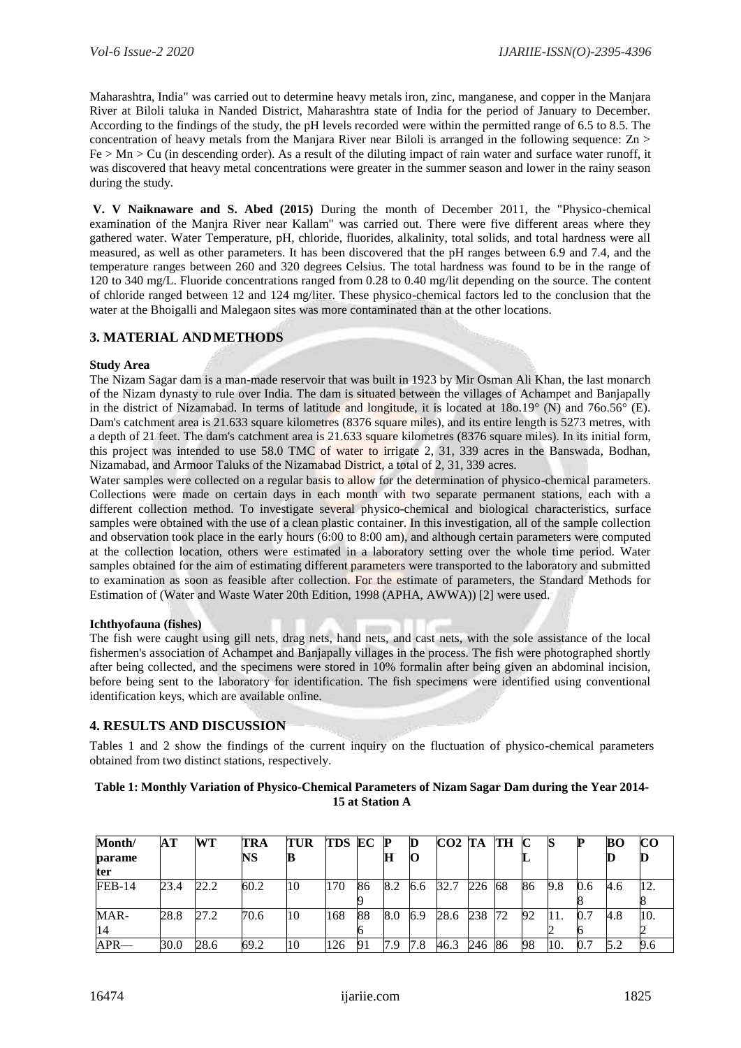Maharashtra, India" was carried out to determine heavy metals iron, zinc, manganese, and copper in the Manjara River at Biloli taluka in Nanded District, Maharashtra state of India for the period of January to December. According to the findings of the study, the pH levels recorded were within the permitted range of 6.5 to 8.5. The concentration of heavy metals from the Manjara River near Biloli is arranged in the following sequence: Zn > Fe > Mn > Cu (in descending order). As a result of the diluting impact of rain water and surface water runoff, it was discovered that heavy metal concentrations were greater in the summer season and lower in the rainy season during the study.

**V. V Naiknaware and S. Abed (2015)** During the month of December 2011, the "Physico-chemical examination of the Manjra River near Kallam" was carried out. There were five different areas where they gathered water. Water Temperature, pH, chloride, fluorides, alkalinity, total solids, and total hardness were all measured, as well as other parameters. It has been discovered that the pH ranges between 6.9 and 7.4, and the temperature ranges between 260 and 320 degrees Celsius. The total hardness was found to be in the range of 120 to 340 mg/L. Fluoride concentrations ranged from 0.28 to 0.40 mg/lit depending on the source. The content of chloride ranged between 12 and 124 mg/liter. These physico-chemical factors led to the conclusion that the water at the Bhoigalli and Malegaon sites was more contaminated than at the other locations.

## 3. MATERIAL AND METHODS

**Study Area**

The Nizam Sagar dam is a man-made reservoir that was built in 1923 by Mir Osman Ali Khan, the last monarch of the Nizam dynasty to rule over India. The dam is situated between the villages of Achampet and Banjapally in the district of Nizamabad. In terms of latitude and longitude, it is located at 18o.19° (N) and 76o.56° (E). Dam's catchment area is 21.633 square kilometres (8376 square miles), and its entire length is 5273 metres, with a depth of 21 feet. The dam's catchment area is 21.633 square kilometres (8376 square miles). In its initial form, this project was intended to use 58.0 TMC of water to irrigate 2, 31, 339 acres in the Banswada, Bodhan, Nizamabad, and Armoor Taluks of the Nizamabad District, a total of 2, 31, 339 acres.

Water samples were collected on a regular basis to allow for the determination of physico-chemical parameters. Collections were made on certain days in each month with two separate permanent stations, each with a different collection method. To investigate several physico-chemical and biological characteristics, surface samples were obtained with the use of a clean plastic container. In this investigation, all of the sample collection and observation took place in the early hours (6:00 to 8:00 am), and although certain parameters were computed at the collection location, others were estimated in a laboratory setting over the whole time period. Water samples obtained for the aim of estimating different parameters were transported to the laboratory and submitted to examination as soon as feasible after collection. For the estimate of parameters, the Standard Methods for Estimation of (Water and Waste Water 20th Edition, 1998 (APHA, AWWA)) [2] were used.

**Ichthyofauna (fishes)**

The fish were caught using gill nets, drag nets, hand nets, and cast nets, with the sole assistance of the local fishermen's association of Achampet and Banjapally villages in the process. The fish were photographed shortly after being collected, and the specimens were stored in 10% formalin after being given an abdominal incision, before being sent to the laboratory for identification. The fish specimens were identified using conventional identification keys, which are available online.

## 4. RESULTS AND DISCUSSION

Tables 1 and 2 show the findings of the current inquiry on the fluctuation of physico-chemical parameters obtained from two distinct stations, respectively.

**Table 1: Monthly Variation of Physico-Chemical Parameters of Nizam Sagar Dam during the Year 2014-15 at Station A**

| Month/ parameter | AT | WT | TRANS | TURB | TDS | EC | PH | DO | CO2 | TA | TH | CL | S | P | BOD | COD |
|---|---|---|---|---|---|---|---|---|---|---|---|---|---|---|---|---|
| FEB-14 | 23.4 | 22.2 | 60.2 | 10 | 170 | 869 | 8.2 | 6.6 | 32.7 | 226 | 68 | 86 | 9.8 | 0.68 | 4.6 | 12.8 |
| MAR-14 | 28.8 | 27.2 | 70.6 | 10 | 168 | 886 | 8.0 | 6.9 | 28.6 | 238 | 72 | 92 | 11.2 | 0.76 | 4.8 | 10.2 |
| APR— | 30.0 | 28.6 | 69.2 | 10 | 126 | 91 | 7.9 | 7.8 | 46.3 | 246 | 86 | 98 | 10. | 0.7 | 5.2 | 9.6 |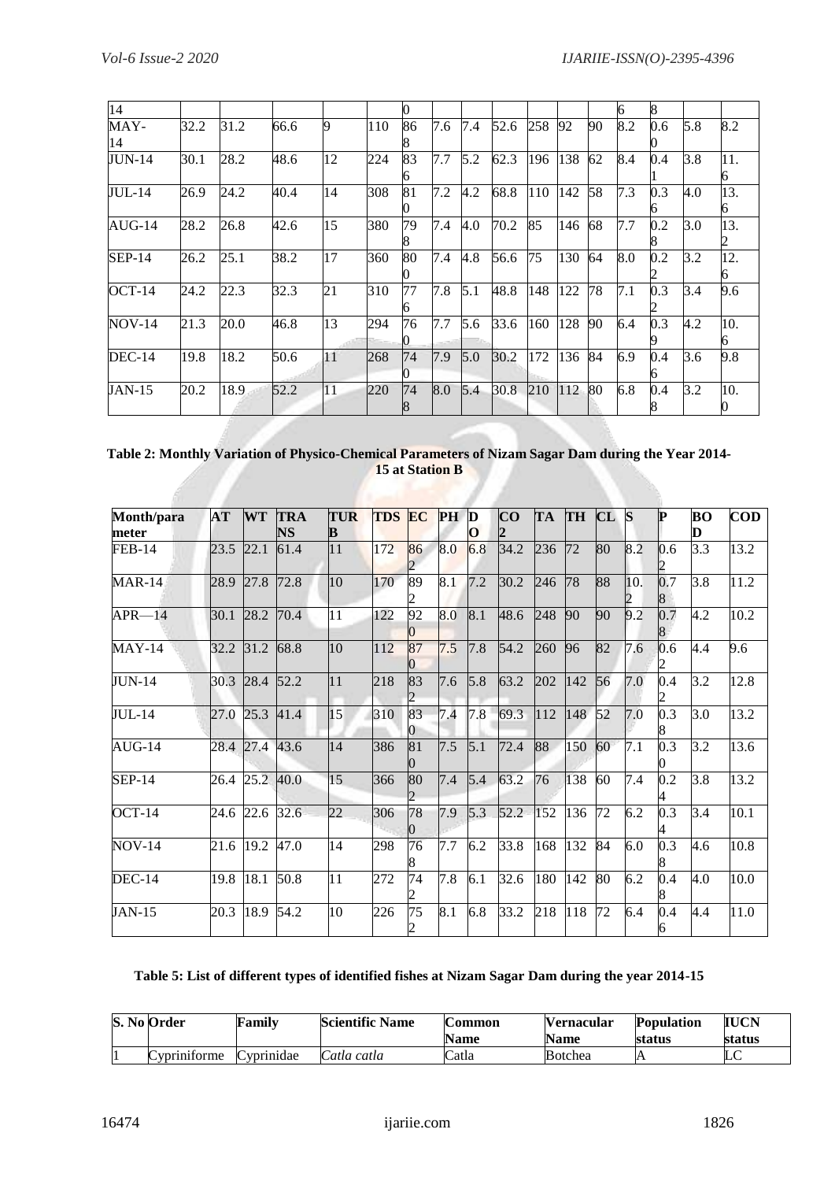| 14 | | | | | | 0 | | | | | | | 6 | 8 | | |
|---|---|---|---|---|---|---|---|---|---|---|---|---|---|---|---|---|
| MAY-14 | 32.2 | 31.2 | 66.6 | 9 | 110 | 868 | 7.6 | 7.4 | 52.6 | 258 | 92 | 90 | 8.2 | 0.60 | 5.8 | 8.2 |
| JUN-14 | 30.1 | 28.2 | 48.6 | 12 | 224 | 836 | 7.7 | 5.2 | 62.3 | 196 | 138 | 62 | 8.4 | 0.41 | 3.8 | 11.6 |
| JUL-14 | 26.9 | 24.2 | 40.4 | 14 | 308 | 810 | 7.2 | 4.2 | 68.8 | 110 | 142 | 58 | 7.3 | 0.36 | 4.0 | 13.6 |
| AUG-14 | 28.2 | 26.8 | 42.6 | 15 | 380 | 798 | 7.4 | 4.0 | 70.2 | 85 | 146 | 68 | 7.7 | 0.28 | 3.0 | 13.2 |
| SEP-14 | 26.2 | 25.1 | 38.2 | 17 | 360 | 800 | 7.4 | 4.8 | 56.6 | 75 | 130 | 64 | 8.0 | 0.22 | 3.2 | 12.6 |
| OCT-14 | 24.2 | 22.3 | 32.3 | 21 | 310 | 776 | 7.8 | 5.1 | 48.8 | 148 | 122 | 78 | 7.1 | 0.32 | 3.4 | 9.6 |
| NOV-14 | 21.3 | 20.0 | 46.8 | 13 | 294 | 760 | 7.7 | 5.6 | 33.6 | 160 | 128 | 90 | 6.4 | 0.39 | 4.2 | 10.6 |
| DEC-14 | 19.8 | 18.2 | 50.6 | 11 | 268 | 740 | 7.9 | 5.0 | 30.2 | 172 | 136 | 84 | 6.9 | 0.46 | 3.6 | 9.8 |
| JAN-15 | 20.2 | 18.9 | 52.2 | 11 | 220 | 748 | 8.0 | 5.4 | 30.8 | 210 | 112 | 80 | 6.8 | 0.48 | 3.2 | 10.0 |

**Table 2: Monthly Variation of Physico-Chemical Parameters of Nizam Sagar Dam during the Year 2014-15 at Station B**

| Month/parameter | AT | WT | TRANS | TURB | TDS | EC | PH | DO | CO2 | TA | TH | CL | S | P | BOD | COD |
|---|---|---|---|---|---|---|---|---|---|---|---|---|---|---|---|---|
| FEB-14 | 23.5 | 22.1 | 61.4 | 11 | 172 | 862 | 8.0 | 6.8 | 34.2 | 236 | 72 | 80 | 8.2 | 0.62 | 3.3 | 13.2 |
| MAR-14 | 28.9 | 27.8 | 72.8 | 10 | 170 | 892 | 8.1 | 7.2 | 30.2 | 246 | 78 | 88 | 10.2 | 0.78 | 3.8 | 11.2 |
| APR—14 | 30.1 | 28.2 | 70.4 | 11 | 122 | 920 | 8.0 | 8.1 | 48.6 | 248 | 90 | 90 | 9.2 | 0.78 | 4.2 | 10.2 |
| MAY-14 | 32.2 | 31.2 | 68.8 | 10 | 112 | 870 | 7.5 | 7.8 | 54.2 | 260 | 96 | 82 | 7.6 | 0.62 | 4.4 | 9.6 |
| JUN-14 | 30.3 | 28.4 | 52.2 | 11 | 218 | 832 | 7.6 | 5.8 | 63.2 | 202 | 142 | 56 | 7.0 | 0.42 | 3.2 | 12.8 |
| JUL-14 | 27.0 | 25.3 | 41.4 | 15 | 310 | 830 | 7.4 | 7.8 | 69.3 | 112 | 148 | 52 | 7.0 | 0.38 | 3.0 | 13.2 |
| AUG-14 | 28.4 | 27.4 | 43.6 | 14 | 386 | 810 | 7.5 | 5.1 | 72.4 | 88 | 150 | 60 | 7.1 | 0.30 | 3.2 | 13.6 |
| SEP-14 | 26.4 | 25.2 | 40.0 | 15 | 366 | 802 | 7.4 | 5.4 | 63.2 | 76 | 138 | 60 | 7.4 | 0.24 | 3.8 | 13.2 |
| OCT-14 | 24.6 | 22.6 | 32.6 | 22 | 306 | 780 | 7.9 | 5.3 | 52.2 | 152 | 136 | 72 | 6.2 | 0.34 | 3.4 | 10.1 |
| NOV-14 | 21.6 | 19.2 | 47.0 | 14 | 298 | 768 | 7.7 | 6.2 | 33.8 | 168 | 132 | 84 | 6.0 | 0.38 | 4.6 | 10.8 |
| DEC-14 | 19.8 | 18.1 | 50.8 | 11 | 272 | 742 | 7.8 | 6.1 | 32.6 | 180 | 142 | 80 | 6.2 | 0.48 | 4.0 | 10.0 |
| JAN-15 | 20.3 | 18.9 | 54.2 | 10 | 226 | 752 | 8.1 | 6.8 | 33.2 | 218 | 118 | 72 | 6.4 | 0.46 | 4.4 | 11.0 |

**Table 5: List of different types of identified fishes at Nizam Sagar Dam during the year 2014-15**

| S. No | Order | Family | Scientific Name | Common Name | Vernacular Name | Population status | IUCN status |
|---|---|---|---|---|---|---|---|
| 1 | Cypriniforme | Cyprinidae | *Catla catla* | Catla | Botchea | A | LC |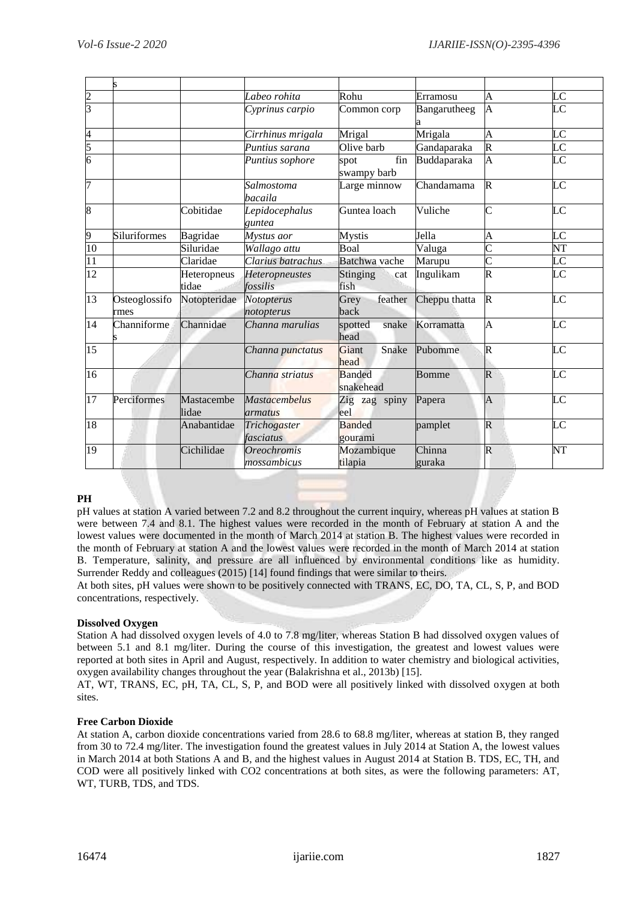|  | s |  |  |  |  |  |  |
|---|---|---|---|---|---|---|---|
| 2 |  |  | *Labeo rohita* | Rohu | Erramosu | A | LC |
| 3 |  |  | *Cyprinus carpio* | Common corp | Bangarutheega | A | LC |
| 4 |  |  | *Cirrhinus mrigala* | Mrigal | Mrigala | A | LC |
| 5 |  |  | *Puntius sarana* | Olive barb | Gandaparaka | R | LC |
| 6 |  |  | *Puntius sophore* | spot fin swampy barb | Buddaparaka | A | LC |
| 7 |  |  | *Salmostoma bacaila* | Large minnow | Chandamama | R | LC |
| 8 |  | Cobitidae | *Lepidocephalus guntea* | Guntea loach | Vuliche | C | LC |
| 9 | Siluriformes | Bagridae | *Mystus aor* | Mystis | Jella | A | LC |
| 10 |  | Siluridae | *Wallago attu* | Boal | Valuga | C | NT |
| 11 |  | Claridae | *Clarius batrachus* | Batchwa vache | Marupu | C | LC |
| 12 |  | Heteropneustidae | *Heteropneustes fossilis* | Stinging cat fish | Ingulikam | R | LC |
| 13 | Osteoglossiformes | Notopteridae | *Notopterus notopterus* | Grey feather back | Cheppu thatta | R | LC |
| 14 | Channiformes | Channidae | *Channa marulias* | spotted snake head | Korramatta | A | LC |
| 15 |  |  | *Channa punctatus* | Giant Snake head | Pubomme | R | LC |
| 16 |  |  | *Channa striatus* | Banded snakehead | Bomme | R | LC |
| 17 | Perciformes | Mastacembelidae | *Mastacembelus armatus* | Zig zag spiny eel | Papera | A | LC |
| 18 |  | Anabantidae | *Trichogaster fasciatus* | Banded gourami | pamplet | R | LC |
| 19 |  | Cichilidae | *Oreochromis mossambicus* | Mozambique tilapia | Chinna guraka | R | NT |

**PH**

pH values at station A varied between 7.2 and 8.2 throughout the current inquiry, whereas pH values at station B were between 7.4 and 8.1. The highest values were recorded in the month of February at station A and the lowest values were documented in the month of March 2014 at station B. The highest values were recorded in the month of February at station A and the lowest values were recorded in the month of March 2014 at station B. Temperature, salinity, and pressure are all influenced by environmental conditions like as humidity. Surrender Reddy and colleagues (2015) [14] found findings that were similar to theirs.

At both sites, pH values were shown to be positively connected with TRANS, EC, DO, TA, CL, S, P, and BOD concentrations, respectively.

**Dissolved Oxygen**

Station A had dissolved oxygen levels of 4.0 to 7.8 mg/liter, whereas Station B had dissolved oxygen values of between 5.1 and 8.1 mg/liter. During the course of this investigation, the greatest and lowest values were reported at both sites in April and August, respectively. In addition to water chemistry and biological activities, oxygen availability changes throughout the year (Balakrishna et al., 2013b) [15].

AT, WT, TRANS, EC, pH, TA, CL, S, P, and BOD were all positively linked with dissolved oxygen at both sites.

**Free Carbon Dioxide**

At station A, carbon dioxide concentrations varied from 28.6 to 68.8 mg/liter, whereas at station B, they ranged from 30 to 72.4 mg/liter. The investigation found the greatest values in July 2014 at Station A, the lowest values in March 2014 at both Stations A and B, and the highest values in August 2014 at Station B. TDS, EC, TH, and COD were all positively linked with $CO_2$ concentrations at both sites, as were the following parameters: AT, WT, TURB, TDS, and TDS.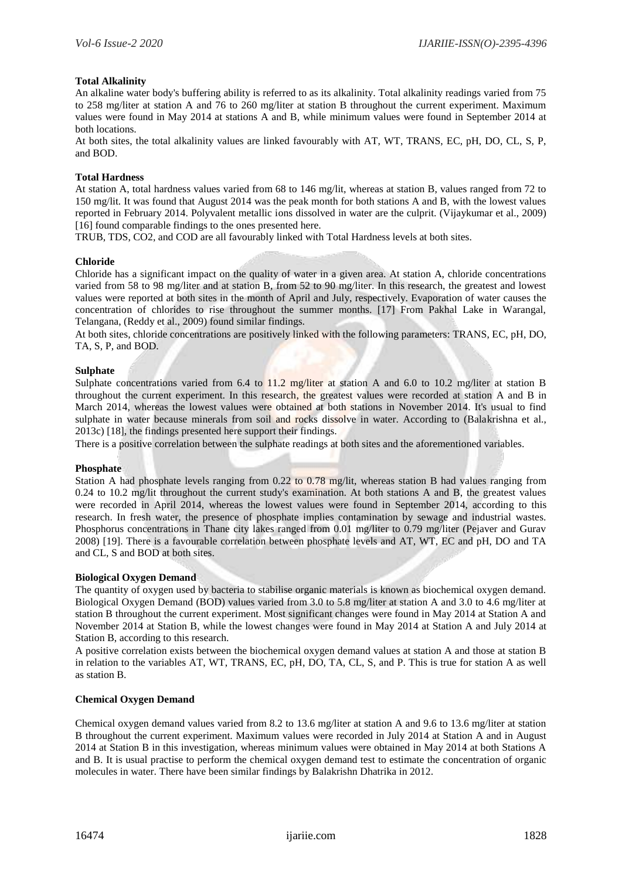**Total Alkalinity**

An alkaline water body's buffering ability is referred to as its alkalinity. Total alkalinity readings varied from 75 to 258 mg/liter at station A and 76 to 260 mg/liter at station B throughout the current experiment. Maximum values were found in May 2014 at stations A and B, while minimum values were found in September 2014 at both locations.

At both sites, the total alkalinity values are linked favourably with AT, WT, TRANS, EC, pH, DO, CL, S, P, and BOD.

**Total Hardness**

At station A, total hardness values varied from 68 to 146 mg/lit, whereas at station B, values ranged from 72 to 150 mg/lit. It was found that August 2014 was the peak month for both stations A and B, with the lowest values reported in February 2014. Polyvalent metallic ions dissolved in water are the culprit. (Vijaykumar et al., 2009) [16] found comparable findings to the ones presented here.

TRUB, TDS, CO2, and COD are all favourably linked with Total Hardness levels at both sites.

**Chloride**

Chloride has a significant impact on the quality of water in a given area. At station A, chloride concentrations varied from 58 to 98 mg/liter and at station B, from 52 to 90 mg/liter. In this research, the greatest and lowest values were reported at both sites in the month of April and July, respectively. Evaporation of water causes the concentration of chlorides to rise throughout the summer months. [17] From Pakhal Lake in Warangal, Telangana, (Reddy et al., 2009) found similar findings.

At both sites, chloride concentrations are positively linked with the following parameters: TRANS, EC, pH, DO, TA, S, P, and BOD.

**Sulphate**

Sulphate concentrations varied from 6.4 to 11.2 mg/liter at station A and 6.0 to 10.2 mg/liter at station B throughout the current experiment. In this research, the greatest values were recorded at station A and B in March 2014, whereas the lowest values were obtained at both stations in November 2014. It's usual to find sulphate in water because minerals from soil and rocks dissolve in water. According to (Balakrishna et al., 2013c) [18], the findings presented here support their findings.

There is a positive correlation between the sulphate readings at both sites and the aforementioned variables.

**Phosphate**

Station A had phosphate levels ranging from 0.22 to 0.78 mg/lit, whereas station B had values ranging from 0.24 to 10.2 mg/lit throughout the current study's examination. At both stations A and B, the greatest values were recorded in April 2014, whereas the lowest values were found in September 2014, according to this research. In fresh water, the presence of phosphate implies contamination by sewage and industrial wastes. Phosphorus concentrations in Thane city lakes ranged from 0.01 mg/liter to 0.79 mg/liter (Pejaver and Gurav 2008) [19]. There is a favourable correlation between phosphate levels and AT, WT, EC and pH, DO and TA and CL, S and BOD at both sites.

**Biological Oxygen Demand**

The quantity of oxygen used by bacteria to stabilise organic materials is known as biochemical oxygen demand. Biological Oxygen Demand (BOD) values varied from 3.0 to 5.8 mg/liter at station A and 3.0 to 4.6 mg/liter at station B throughout the current experiment. Most significant changes were found in May 2014 at Station A and November 2014 at Station B, while the lowest changes were found in May 2014 at Station A and July 2014 at Station B, according to this research.

A positive correlation exists between the biochemical oxygen demand values at station A and those at station B in relation to the variables AT, WT, TRANS, EC, pH, DO, TA, CL, S, and P. This is true for station A as well as station B.

**Chemical Oxygen Demand**

Chemical oxygen demand values varied from 8.2 to 13.6 mg/liter at station A and 9.6 to 13.6 mg/liter at station B throughout the current experiment. Maximum values were recorded in July 2014 at Station A and in August 2014 at Station B in this investigation, whereas minimum values were obtained in May 2014 at both Stations A and B. It is usual practise to perform the chemical oxygen demand test to estimate the concentration of organic molecules in water. There have been similar findings by Balakrishn Dhatrika in 2012.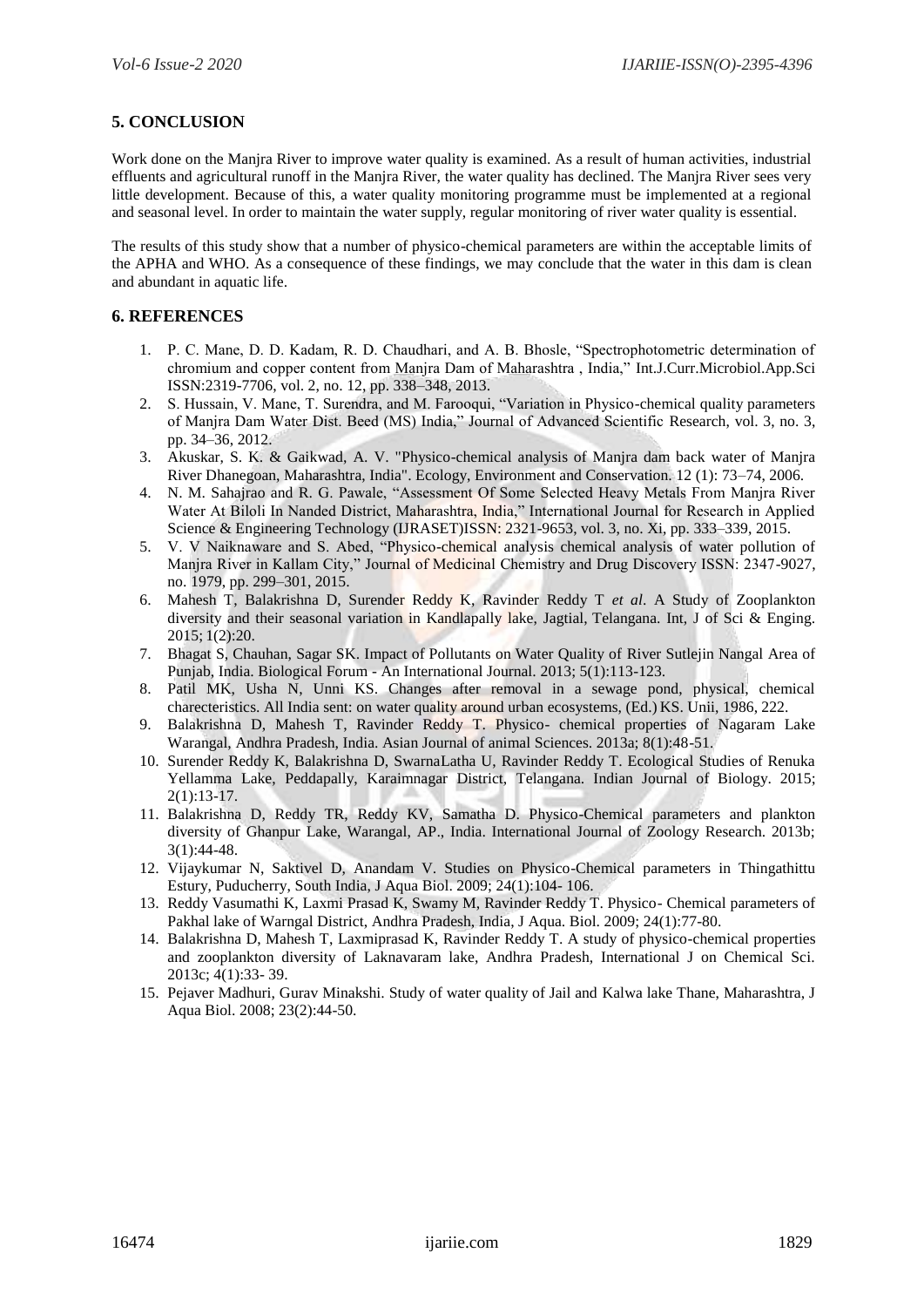## 5. CONCLUSION

Work done on the Manjra River to improve water quality is examined. As a result of human activities, industrial effluents and agricultural runoff in the Manjra River, the water quality has declined. The Manjra River sees very little development. Because of this, a water quality monitoring programme must be implemented at a regional and seasonal level. In order to maintain the water supply, regular monitoring of river water quality is essential.

The results of this study show that a number of physico-chemical parameters are within the acceptable limits of the APHA and WHO. As a consequence of these findings, we may conclude that the water in this dam is clean and abundant in aquatic life.

## 6. REFERENCES

1. P. C. Mane, D. D. Kadam, R. D. Chaudhari, and A. B. Bhosle, "Spectrophotometric determination of chromium and copper content from Manjra Dam of Maharashtra , India," Int.J.Curr.Microbiol.App.Sci ISSN:2319-7706, vol. 2, no. 12, pp. 338–348, 2013.
2. S. Hussain, V. Mane, T. Surendra, and M. Farooqui, "Variation in Physico-chemical quality parameters of Manjra Dam Water Dist. Beed (MS) India," Journal of Advanced Scientific Research, vol. 3, no. 3, pp. 34–36, 2012.
3. Akuskar, S. K. & Gaikwad, A. V. "Physico-chemical analysis of Manjra dam back water of Manjra River Dhanegoan, Maharashtra, India". Ecology, Environment and Conservation. 12 (1): 73–74, 2006.
4. N. M. Sahajrao and R. G. Pawale, "Assessment Of Some Selected Heavy Metals From Manjra River Water At Biloli In Nanded District, Maharashtra, India," International Journal for Research in Applied Science & Engineering Technology (IJRASET)ISSN: 2321-9653, vol. 3, no. Xi, pp. 333–339, 2015.
5. V. V Naiknaware and S. Abed, "Physico-chemical analysis chemical analysis of water pollution of Manjra River in Kallam City," Journal of Medicinal Chemistry and Drug Discovery ISSN: 2347-9027, no. 1979, pp. 299–301, 2015.
6. Mahesh T, Balakrishna D, Surender Reddy K, Ravinder Reddy T *et al*. A Study of Zooplankton diversity and their seasonal variation in Kandlapally lake, Jagtial, Telangana. Int, J of Sci & Enging. 2015; 1(2):20.
7. Bhagat S, Chauhan, Sagar SK. Impact of Pollutants on Water Quality of River Sutlejin Nangal Area of Punjab, India. Biological Forum - An International Journal. 2013; 5(1):113-123.
8. Patil MK, Usha N, Unni KS. Changes after removal in a sewage pond, physical, chemical charecteristics. All India sent: on water quality around urban ecosystems, (Ed.) KS. Unii, 1986, 222.
9. Balakrishna D, Mahesh T, Ravinder Reddy T. Physico- chemical properties of Nagaram Lake Warangal, Andhra Pradesh, India. Asian Journal of animal Sciences. 2013a; 8(1):48-51.
10. Surender Reddy K, Balakrishna D, SwarnaLatha U, Ravinder Reddy T. Ecological Studies of Renuka Yellamma Lake, Peddapally, Karaimnagar District, Telangana. Indian Journal of Biology. 2015; 2(1):13-17.
11. Balakrishna D, Reddy TR, Reddy KV, Samatha D. Physico-Chemical parameters and plankton diversity of Ghanpur Lake, Warangal, AP., India. International Journal of Zoology Research. 2013b; 3(1):44-48.
12. Vijaykumar N, Saktivel D, Anandam V. Studies on Physico-Chemical parameters in Thingathittu Estury, Puducherry, South India, J Aqua Biol. 2009; 24(1):104- 106.
13. Reddy Vasumathi K, Laxmi Prasad K, Swamy M, Ravinder Reddy T. Physico- Chemical parameters of Pakhal lake of Warngal District, Andhra Pradesh, India, J Aqua. Biol. 2009; 24(1):77-80.
14. Balakrishna D, Mahesh T, Laxmiprasad K, Ravinder Reddy T. A study of physico-chemical properties and zooplankton diversity of Laknavaram lake, Andhra Pradesh, International J on Chemical Sci. 2013c; 4(1):33- 39.
15. Pejaver Madhuri, Gurav Minakshi. Study of water quality of Jail and Kalwa lake Thane, Maharashtra, J Aqua Biol. 2008; 23(2):44-50.